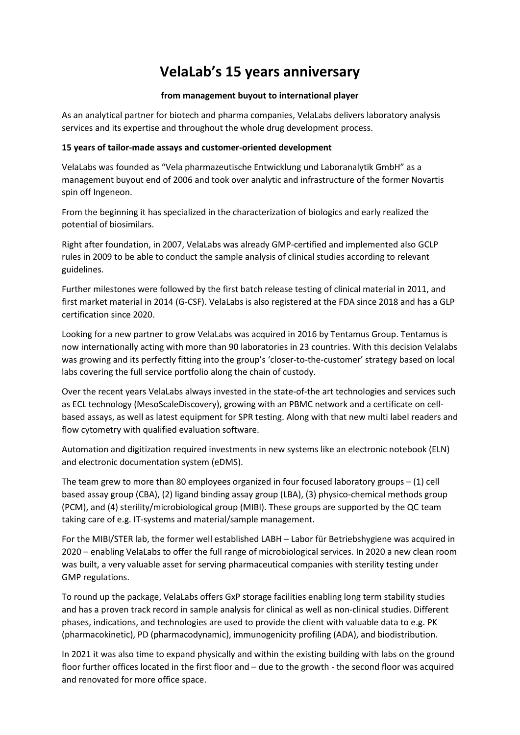# VelaLab's 15 years anniversary

**from management buyout to international player**

As an analytical partner for biotech and pharma companies, VelaLabs delivers laboratory analysis services and its expertise and throughout the whole drug development process.

**15 years of tailor-made assays and customer-oriented development**

VelaLabs was founded as "Vela pharmazeutische Entwicklung und Laboranalytik GmbH" as a management buyout end of 2006 and took over analytic and infrastructure of the former Novartis spin off Ingeneon.

From the beginning it has specialized in the characterization of biologics and early realized the potential of biosimilars.

Right after foundation, in 2007, VelaLabs was already GMP-certified and implemented also GCLP rules in 2009 to be able to conduct the sample analysis of clinical studies according to relevant guidelines.

Further milestones were followed by the first batch release testing of clinical material in 2011, and first market material in 2014 (G-CSF). VelaLabs is also registered at the FDA since 2018 and has a GLP certification since 2020.

Looking for a new partner to grow VelaLabs was acquired in 2016 by Tentamus Group. Tentamus is now internationally acting with more than 90 laboratories in 23 countries. With this decision Velalabs was growing and its perfectly fitting into the group's 'closer-to-the-customer' strategy based on local labs covering the full service portfolio along the chain of custody.

Over the recent years VelaLabs always invested in the state-of-the art technologies and services such as ECL technology (MesoScaleDiscovery), growing with an PBMC network and a certificate on cell-based assays, as well as latest equipment for SPR testing. Along with that new multi label readers and flow cytometry with qualified evaluation software.

Automation and digitization required investments in new systems like an electronic notebook (ELN) and electronic documentation system (eDMS).

The team grew to more than 80 employees organized in four focused laboratory groups – (1) cell based assay group (CBA), (2) ligand binding assay group (LBA), (3) physico-chemical methods group (PCM), and (4) sterility/microbiological group (MIBI). These groups are supported by the QC team taking care of e.g. IT-systems and material/sample management.

For the MIBI/STER lab, the former well established LABH – Labor für Betriebshygiene was acquired in 2020 – enabling VelaLabs to offer the full range of microbiological services. In 2020 a new clean room was built, a very valuable asset for serving pharmaceutical companies with sterility testing under GMP regulations.

To round up the package, VelaLabs offers GxP storage facilities enabling long term stability studies and has a proven track record in sample analysis for clinical as well as non-clinical studies. Different phases, indications, and technologies are used to provide the client with valuable data to e.g. PK (pharmacokinetic), PD (pharmacodynamic), immunogenicity profiling (ADA), and biodistribution.

In 2021 it was also time to expand physically and within the existing building with labs on the ground floor further offices located in the first floor and – due to the growth - the second floor was acquired and renovated for more office space.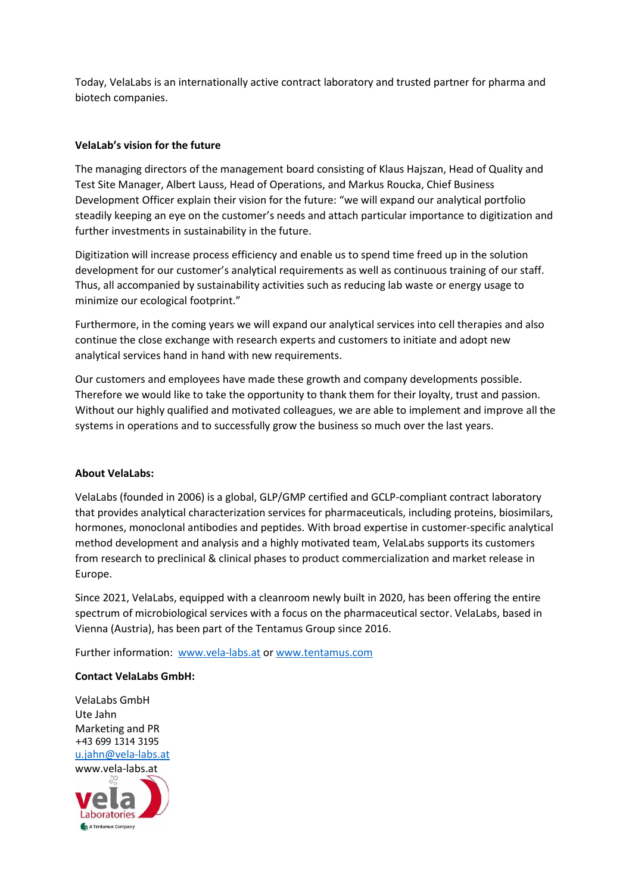Today, VelaLabs is an internationally active contract laboratory and trusted partner for pharma and biotech companies.

**VelaLab's vision for the future**

The managing directors of the management board consisting of Klaus Hajszan, Head of Quality and Test Site Manager, Albert Lauss, Head of Operations, and Markus Roucka, Chief Business Development Officer explain their vision for the future: "we will expand our analytical portfolio steadily keeping an eye on the customer's needs and attach particular importance to digitization and further investments in sustainability in the future.

Digitization will increase process efficiency and enable us to spend time freed up in the solution development for our customer's analytical requirements as well as continuous training of our staff. Thus, all accompanied by sustainability activities such as reducing lab waste or energy usage to minimize our ecological footprint."

Furthermore, in the coming years we will expand our analytical services into cell therapies and also continue the close exchange with research experts and customers to initiate and adopt new analytical services hand in hand with new requirements.

Our customers and employees have made these growth and company developments possible. Therefore we would like to take the opportunity to thank them for their loyalty, trust and passion. Without our highly qualified and motivated colleagues, we are able to implement and improve all the systems in operations and to successfully grow the business so much over the last years.

**About VelaLabs:**

VelaLabs (founded in 2006) is a global, GLP/GMP certified and GCLP-compliant contract laboratory that provides analytical characterization services for pharmaceuticals, including proteins, biosimilars, hormones, monoclonal antibodies and peptides. With broad expertise in customer-specific analytical method development and analysis and a highly motivated team, VelaLabs supports its customers from research to preclinical & clinical phases to product commercialization and market release in Europe.

Since 2021, VelaLabs, equipped with a cleanroom newly built in 2020, has been offering the entire spectrum of microbiological services with a focus on the pharmaceutical sector. VelaLabs, based in Vienna (Austria), has been part of the Tentamus Group since 2016.

Further information: [www.vela-labs.at](www.vela-labs.at) or [www.tentamus.com](www.tentamus.com)

**Contact VelaLabs GmbH:**

VelaLabs GmbH
Ute Jahn
Marketing and PR
+43 699 1314 3195
[u.jahn@vela-labs.at](mailto:u.jahn@vela-labs.at)
www.vela-labs.at

vela Laboratories
A Tentamus Company